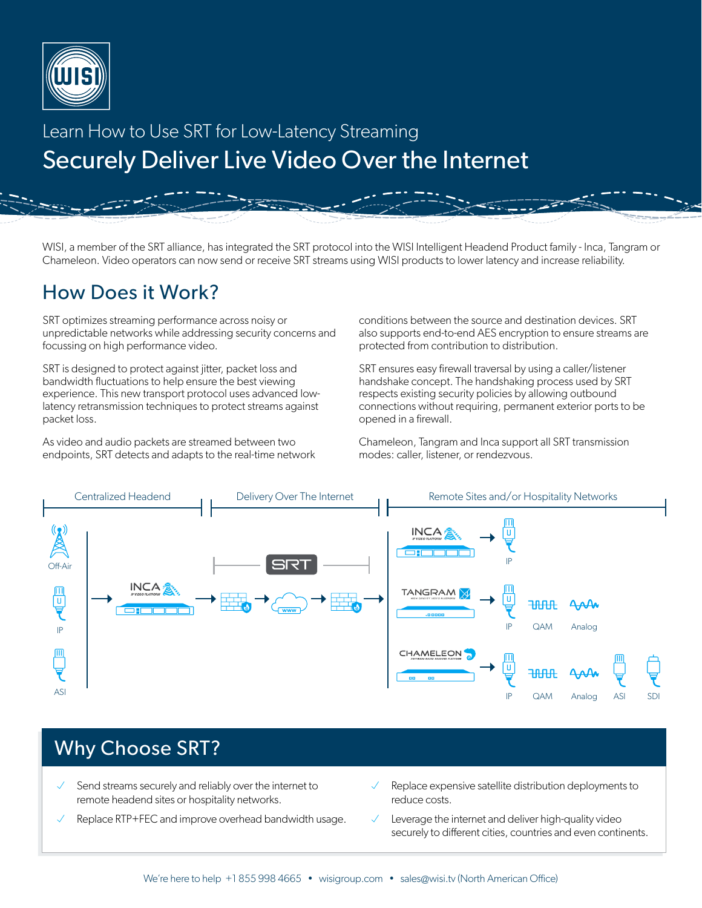Learn How to Use SRT for Low-Latency Streaming

# Securely Deliver Live Video Over the Internet

WISI, a member of the SRT alliance, has integrated the SRT protocol into the WISI Intelligent Headend Product family - Inca, Tangram or Chameleon. Video operators can now send or receive SRT streams using WISI products to lower latency and increase reliability.

## How Does it Work?

SRT optimizes streaming performance across noisy or unpredictable networks while addressing security concerns and focussing on high performance video.

SRT is designed to protect against jitter, packet loss and bandwidth fluctuations to help ensure the best viewing experience. This new transport protocol uses advanced low-latency retransmission techniques to protect streams against packet loss.

As video and audio packets are streamed between two endpoints, SRT detects and adapts to the real-time network conditions between the source and destination devices. SRT also supports end-to-end AES encryption to ensure streams are protected from contribution to distribution.

SRT ensures easy firewall traversal by using a caller/listener handshake concept. The handshaking process used by SRT respects existing security policies by allowing outbound connections without requiring, permanent exterior ports to be opened in a firewall.

Chameleon, Tangram and Inca support all SRT transmission modes: caller, listener, or rendezvous.

Centralized Headend | Delivery Over The Internet | Remote Sites and/or Hospitality Networks

Off-Air, IP, ASI → INCA → SRT → INCA: IP; TANGRAM: IP, QAM, Analog; CHAMELEON: IP, QAM, Analog, ASI, SDI

## Why Choose SRT?

- Send streams securely and reliably over the internet to remote headend sites or hospitality networks.
- Replace RTP+FEC and improve overhead bandwidth usage.
- Replace expensive satellite distribution deployments to reduce costs.
- Leverage the internet and deliver high-quality video securely to different cities, countries and even continents.

We're here to help +1 855 998 4665 • wisigroup.com • sales@wisi.tv (North American Office)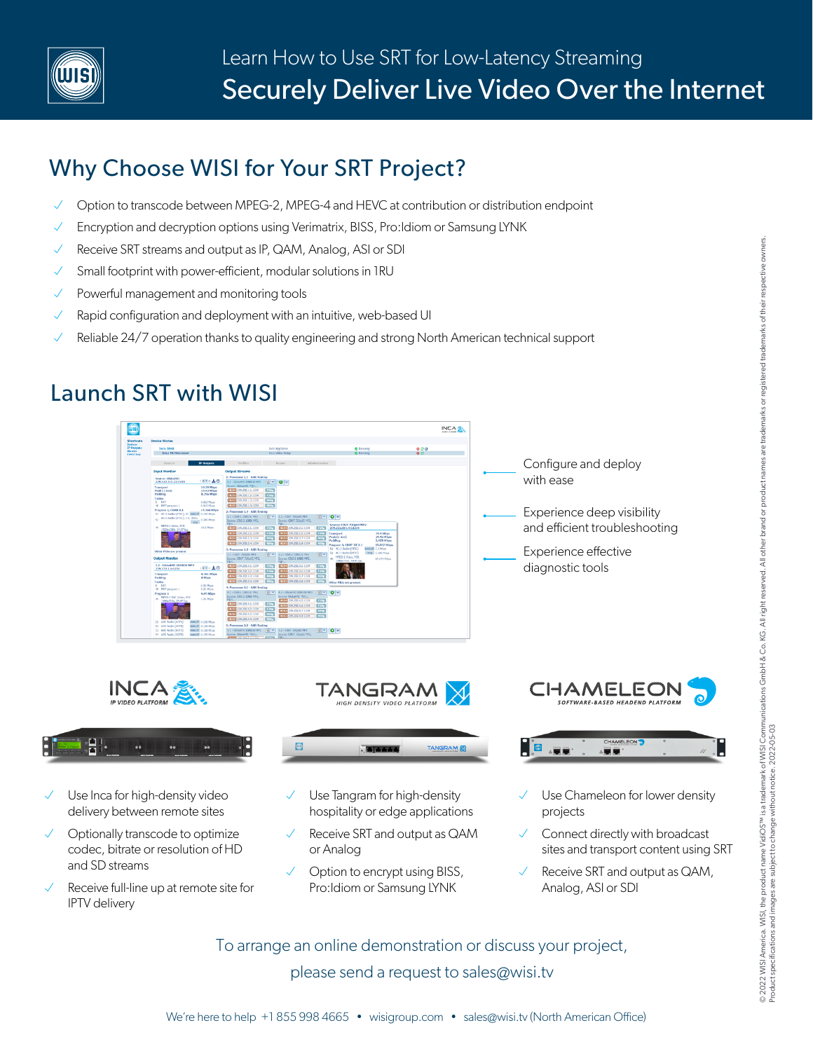Learn How to Use SRT for Low-Latency Streaming

# Securely Deliver Live Video Over the Internet

## Why Choose WISI for Your SRT Project?

- ✓ Option to transcode between MPEG-2, MPEG-4 and HEVC at contribution or distribution endpoint
- ✓ Encryption and decryption options using Verimatrix, BISS, Pro:Idiom or Samsung LYNK
- ✓ Receive SRT streams and output as IP, QAM, Analog, ASI or SDI
- ✓ Small footprint with power-efficient, modular solutions in 1RU
- ✓ Powerful management and monitoring tools
- ✓ Rapid configuration and deployment with an intuitive, web-based UI
- ✓ Reliable 24/7 operation thanks to quality engineering and strong North American technical support

## Launch SRT with WISI

Configure and deploy with ease

Experience deep visibility and efficient troubleshooting

Experience effective diagnostic tools

### INCA — IP VIDEO PLATFORM

- ✓ Use Inca for high-density video delivery between remote sites
- ✓ Optionally transcode to optimize codec, bitrate or resolution of HD and SD streams
- ✓ Receive full-line up at remote site for IPTV delivery

### TANGRAM — HIGH DENSITY VIDEO PLATFORM

- ✓ Use Tangram for high-density hospitality or edge applications
- ✓ Receive SRT and output as QAM or Analog
- ✓ Option to encrypt using BISS, Pro:Idiom or Samsung LYNK

### CHAMELEON — SOFTWARE-BASED HEADEND PLATFORM

- ✓ Use Chameleon for lower density projects
- ✓ Connect directly with broadcast sites and transport content using SRT
- ✓ Receive SRT and output as QAM, Analog, ASI or SDI

To arrange an online demonstration or discuss your project, please send a request to sales@wisi.tv

We're here to help +1 855 998 4665 • wisigroup.com • sales@wisi.tv (North American Office)

© 2022 WISI America. WISI, the product name VidiOS™ is a trademark of WISI Communications GmbH & Co. KG. All right reserved. All other brand or product names are trademarks or registered trademarks of their respective owners. Product specifications and images are subject to change without notice. 2022-05-03